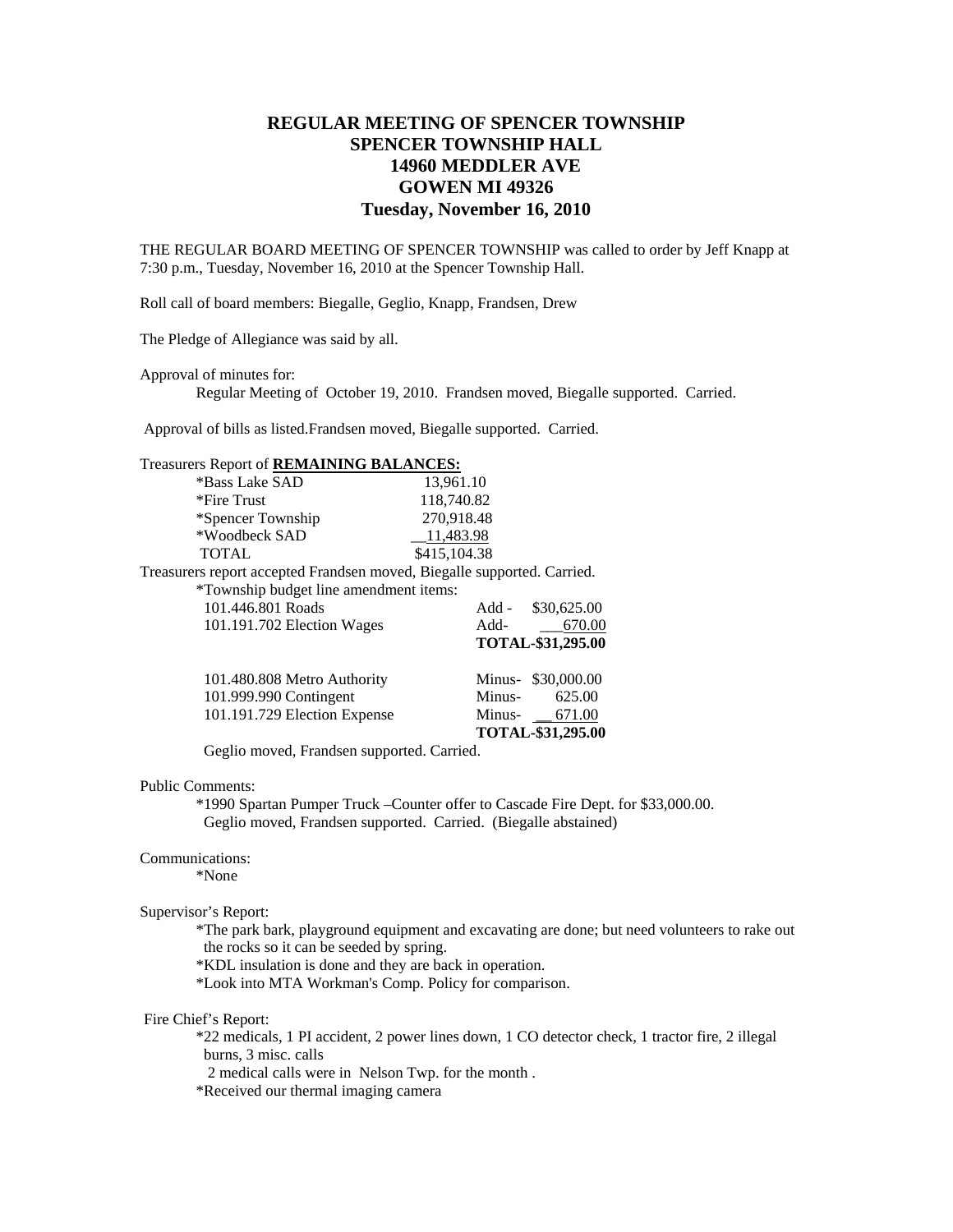# REGULAR MEETING OF SPENCER TOWNSHIP
## SPENCER TOWNSHIP HALL
## 14960 MEDDLER AVE
## GOWEN MI 49326
## Tuesday, November 16, 2010

THE REGULAR BOARD MEETING OF SPENCER TOWNSHIP was called to order by Jeff Knapp at 7:30 p.m., Tuesday, November 16, 2010 at the Spencer Township Hall.

Roll call of board members: Biegalle, Geglio, Knapp, Frandsen, Drew

The Pledge of Allegiance was said by all.

Approval of minutes for:

Regular Meeting of October 19, 2010. Frandsen moved, Biegalle supported. Carried.

Approval of bills as listed.Frandsen moved, Biegalle supported. Carried.

Treasurers Report of **REMAINING BALANCES:**

| | |
|---|---|
| *Bass Lake SAD | 13,961.10 |
| *Fire Trust | 118,740.82 |
| *Spencer Township | 270,918.48 |
| *Woodbeck SAD | 11,483.98 |
| TOTAL | $415,104.38 |

Treasurers report accepted Frandsen moved, Biegalle supported. Carried.

*Township budget line amendment items:

| | | |
|---|---|---|
| 101.446.801 Roads | Add - | $30,625.00 |
| 101.191.702 Election Wages | Add- | 670.00 |
| | **TOTAL-** | **$31,295.00** |
| 101.480.808 Metro Authority | Minus- | $30,000.00 |
| 101.999.990 Contingent | Minus- | 625.00 |
| 101.191.729 Election Expense | Minus- | 671.00 |
| | **TOTAL-** | **$31,295.00** |

Geglio moved, Frandsen supported. Carried.

Public Comments:

*1990 Spartan Pumper Truck –Counter offer to Cascade Fire Dept. for $33,000.00. Geglio moved, Frandsen supported. Carried. (Biegalle abstained)

Communications:

*None

Supervisor's Report:

*The park bark, playground equipment and excavating are done; but need volunteers to rake out the rocks so it can be seeded by spring.

*KDL insulation is done and they are back in operation.

*Look into MTA Workman's Comp. Policy for comparison.

Fire Chief's Report:

*22 medicals, 1 PI accident, 2 power lines down, 1 CO detector check, 1 tractor fire, 2 illegal burns, 3 misc. calls

2 medical calls were in Nelson Twp. for the month .

*Received our thermal imaging camera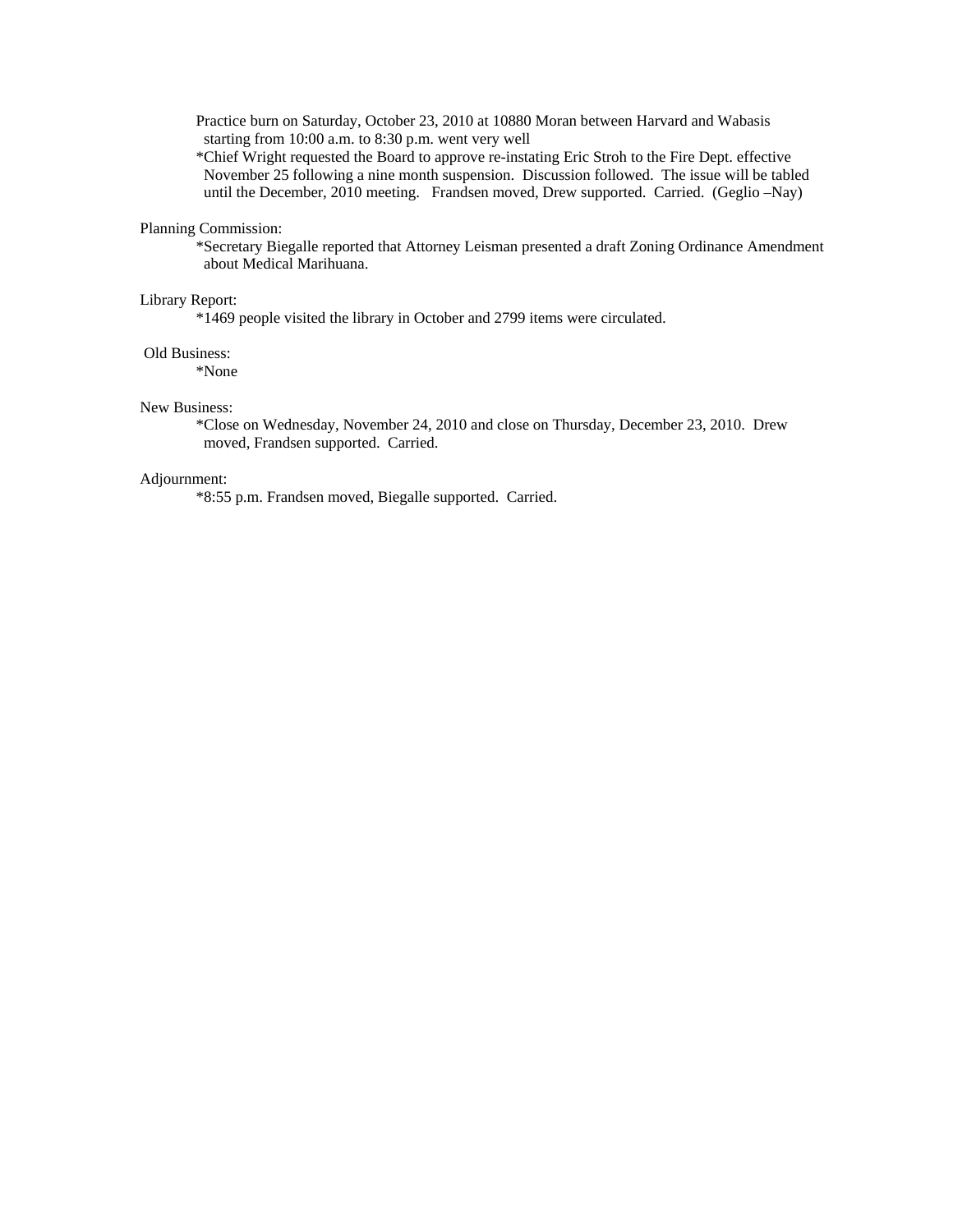Practice burn on Saturday, October 23, 2010 at 10880 Moran between Harvard and Wabasis starting from 10:00 a.m. to 8:30 p.m. went very well

*Chief Wright requested the Board to approve re-instating Eric Stroh to the Fire Dept. effective November 25 following a nine month suspension. Discussion followed. The issue will be tabled until the December, 2010 meeting. Frandsen moved, Drew supported. Carried. (Geglio –Nay)

Planning Commission:

*Secretary Biegalle reported that Attorney Leisman presented a draft Zoning Ordinance Amendment about Medical Marihuana.

Library Report:

*1469 people visited the library in October and 2799 items were circulated.

Old Business:

*None

New Business:

*Close on Wednesday, November 24, 2010 and close on Thursday, December 23, 2010. Drew moved, Frandsen supported. Carried.

Adjournment:

*8:55 p.m. Frandsen moved, Biegalle supported. Carried.